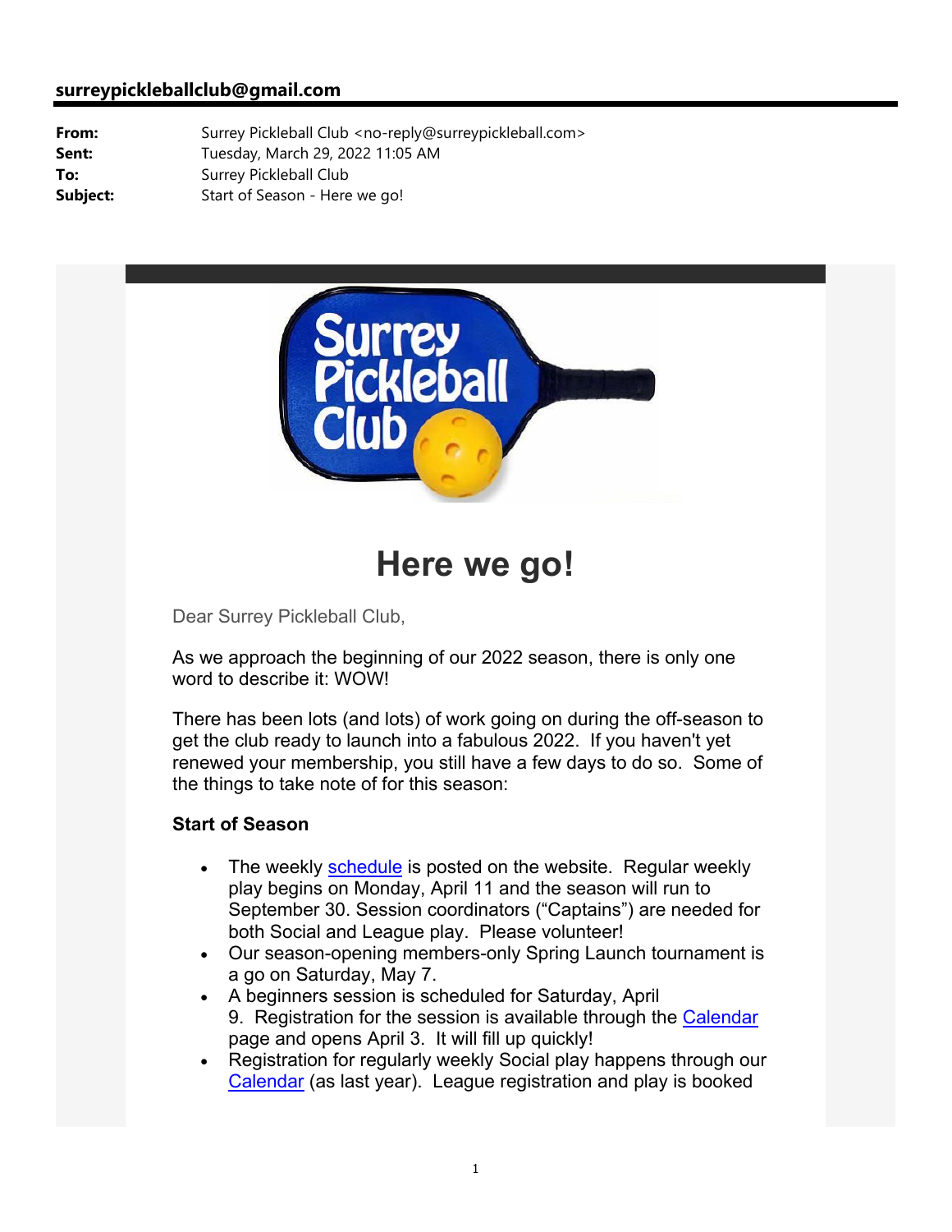**surreypickleballclub@gmail.com**

| | |
|---|---|
| **From:** | Surrey Pickleball Club <no-reply@surreypickleball.com> |
| **Sent:** | Tuesday, March 29, 2022 11:05 AM |
| **To:** | Surrey Pickleball Club |
| **Subject:** | Start of Season - Here we go! |

# Here we go!

Dear Surrey Pickleball Club,

As we approach the beginning of our 2022 season, there is only one word to describe it: WOW!

There has been lots (and lots) of work going on during the off-season to get the club ready to launch into a fabulous 2022. If you haven't yet renewed your membership, you still have a few days to do so. Some of the things to take note of for this season:

**Start of Season**

- The weekly schedule is posted on the website. Regular weekly play begins on Monday, April 11 and the season will run to September 30. Session coordinators ("Captains") are needed for both Social and League play. Please volunteer!
- Our season-opening members-only Spring Launch tournament is a go on Saturday, May 7.
- A beginners session is scheduled for Saturday, April 9. Registration for the session is available through the Calendar page and opens April 3. It will fill up quickly!
- Registration for regularly weekly Social play happens through our Calendar (as last year). League registration and play is booked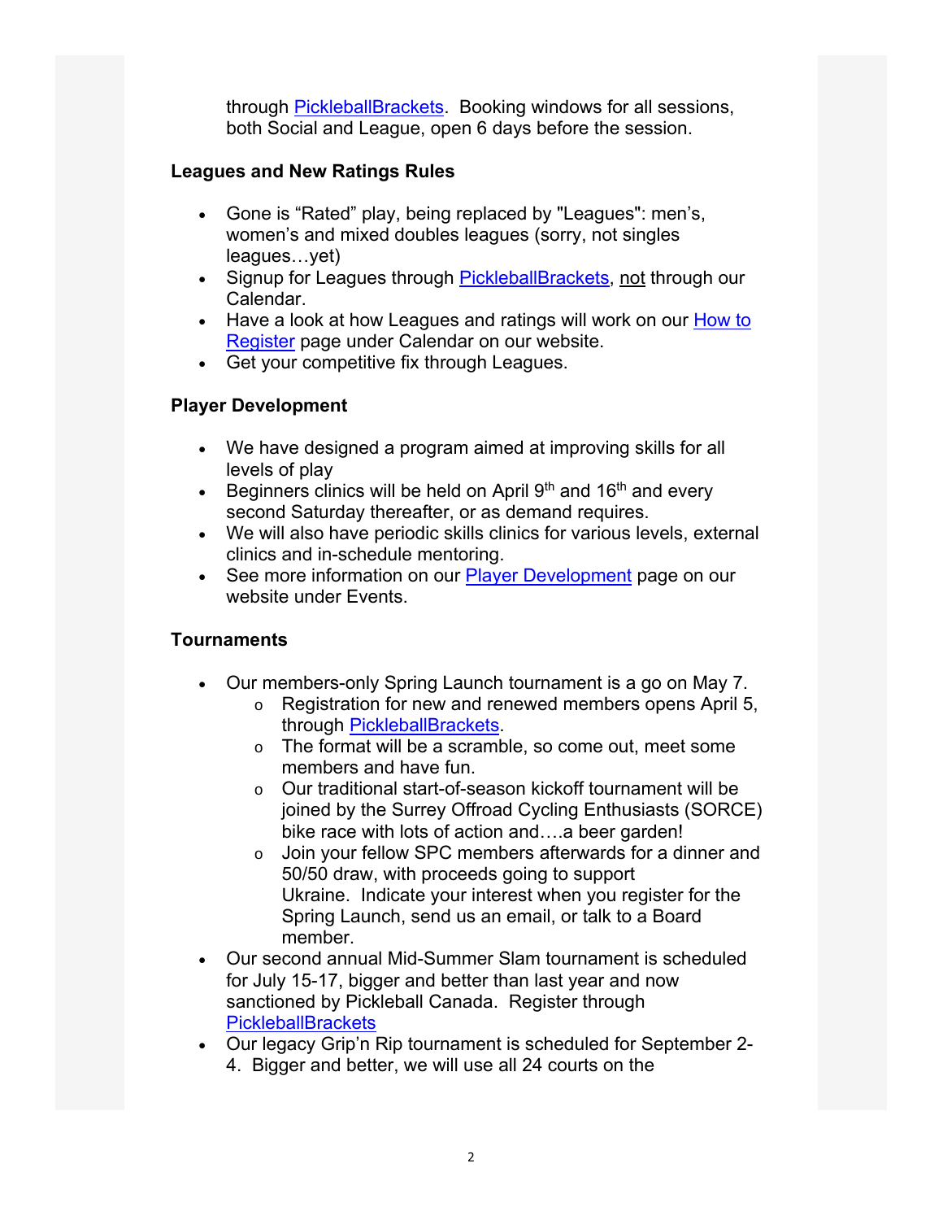through PickleballBrackets.  Booking windows for all sessions, both Social and League, open 6 days before the session.

**Leagues and New Ratings Rules**

- Gone is "Rated" play, being replaced by "Leagues": men's, women's and mixed doubles leagues (sorry, not singles leagues…yet)
- Signup for Leagues through PickleballBrackets, not through our Calendar.
- Have a look at how Leagues and ratings will work on our How to Register page under Calendar on our website.
- Get your competitive fix through Leagues.

**Player Development**

- We have designed a program aimed at improving skills for all levels of play
- Beginners clinics will be held on April 9th and 16th and every second Saturday thereafter, or as demand requires.
- We will also have periodic skills clinics for various levels, external clinics and in-schedule mentoring.
- See more information on our Player Development page on our website under Events.

**Tournaments**

- Our members-only Spring Launch tournament is a go on May 7.
  - Registration for new and renewed members opens April 5, through PickleballBrackets.
  - The format will be a scramble, so come out, meet some members and have fun.
  - Our traditional start-of-season kickoff tournament will be joined by the Surrey Offroad Cycling Enthusiasts (SORCE) bike race with lots of action and….a beer garden!
  - Join your fellow SPC members afterwards for a dinner and 50/50 draw, with proceeds going to support Ukraine.  Indicate your interest when you register for the Spring Launch, send us an email, or talk to a Board member.
- Our second annual Mid-Summer Slam tournament is scheduled for July 15-17, bigger and better than last year and now sanctioned by Pickleball Canada.  Register through PickleballBrackets
- Our legacy Grip'n Rip tournament is scheduled for September 2-4.  Bigger and better, we will use all 24 courts on the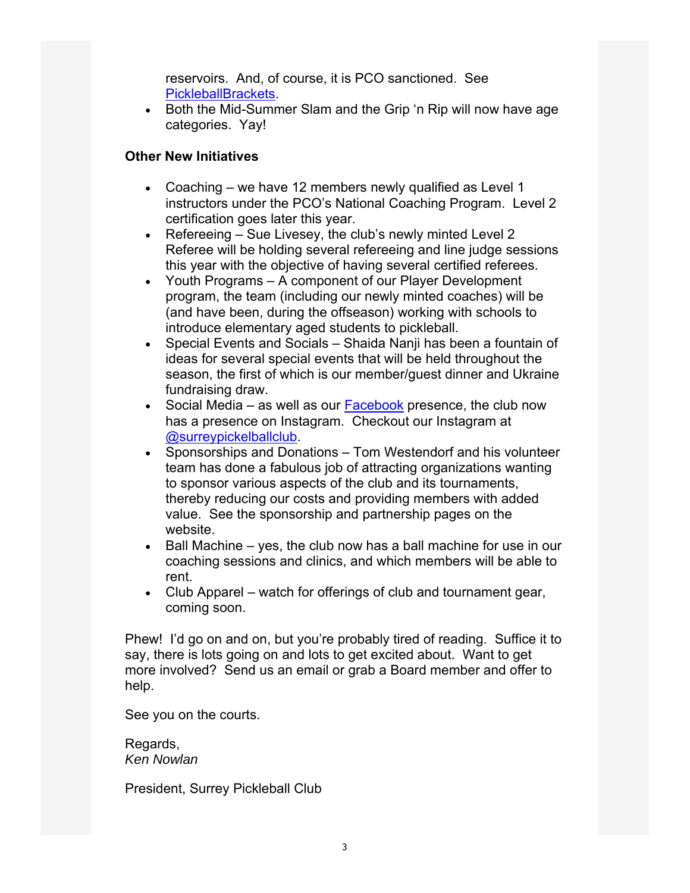reservoirs. And, of course, it is PCO sanctioned. See [PickleballBrackets](PickleballBrackets).
- Both the Mid-Summer Slam and the Grip 'n Rip will now have age categories. Yay!

**Other New Initiatives**

- Coaching – we have 12 members newly qualified as Level 1 instructors under the PCO's National Coaching Program. Level 2 certification goes later this year.
- Refereeing – Sue Livesey, the club's newly minted Level 2 Referee will be holding several refereeing and line judge sessions this year with the objective of having several certified referees.
- Youth Programs – A component of our Player Development program, the team (including our newly minted coaches) will be (and have been, during the offseason) working with schools to introduce elementary aged students to pickleball.
- Special Events and Socials – Shaida Nanji has been a fountain of ideas for several special events that will be held throughout the season, the first of which is our member/guest dinner and Ukraine fundraising draw.
- Social Media – as well as our Facebook presence, the club now has a presence on Instagram. Checkout our Instagram at @surreypickelballclub.
- Sponsorships and Donations – Tom Westendorf and his volunteer team has done a fabulous job of attracting organizations wanting to sponsor various aspects of the club and its tournaments, thereby reducing our costs and providing members with added value. See the sponsorship and partnership pages on the website.
- Ball Machine – yes, the club now has a ball machine for use in our coaching sessions and clinics, and which members will be able to rent.
- Club Apparel – watch for offerings of club and tournament gear, coming soon.

Phew! I'd go on and on, but you're probably tired of reading. Suffice it to say, there is lots going on and lots to get excited about. Want to get more involved? Send us an email or grab a Board member and offer to help.

See you on the courts.

Regards,
*Ken Nowlan*

President, Surrey Pickleball Club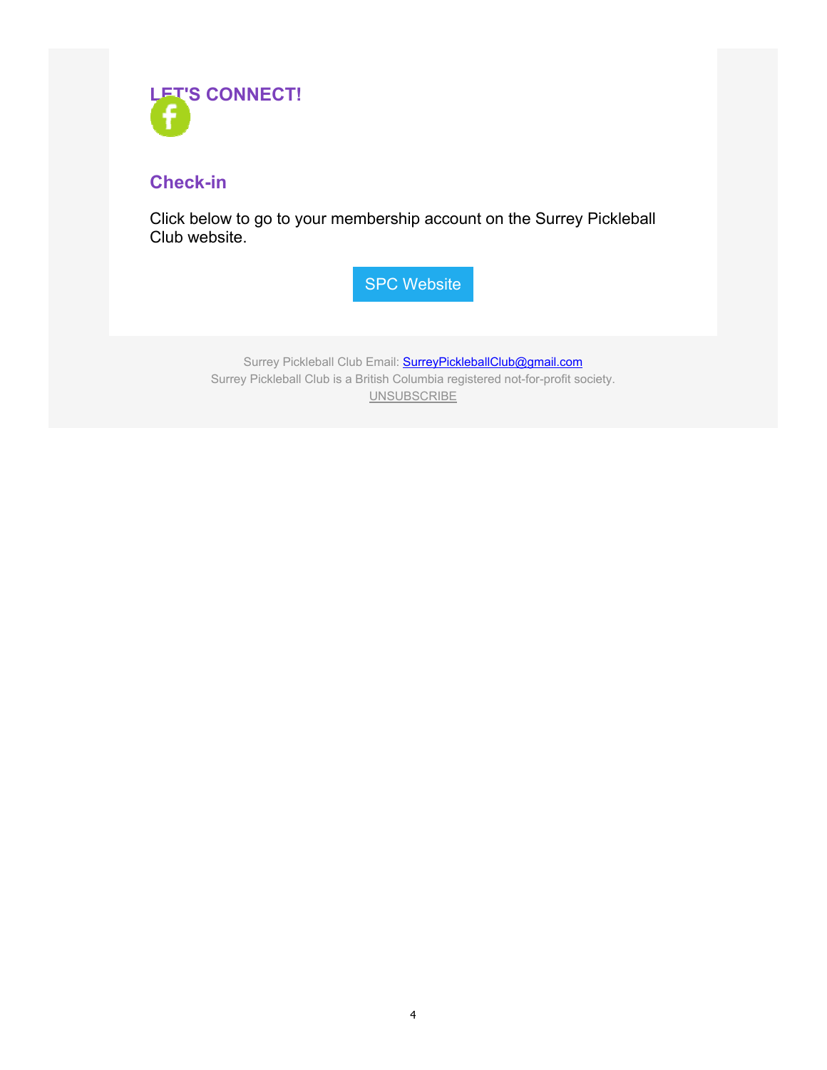## LET'S CONNECT!

## Check-in

Click below to go to your membership account on the Surrey Pickleball Club website.

SPC Website

Surrey Pickleball Club Email: SurreyPickleballClub@gmail.com
Surrey Pickleball Club is a British Columbia registered not-for-profit society.
UNSUBSCRIBE